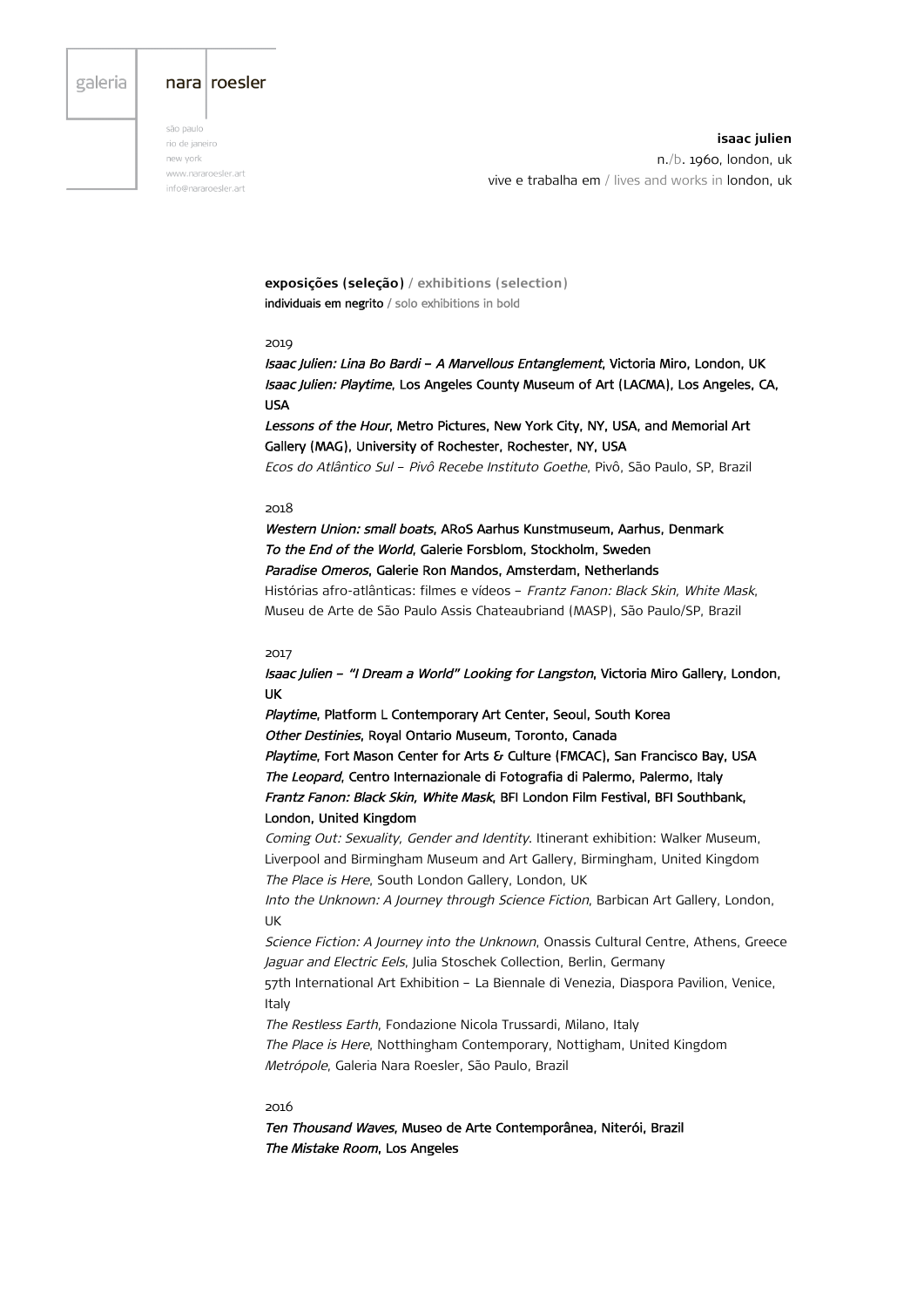galeria nara roesler

são paulo
rio de janeiro
new york
www.nararoesler.art
info@nararoesler.art

**isaac julien**
n./b. 1960, london, uk
vive e trabalha em / lives and works in london, uk

**exposições (seleção)** / **exhibitions (selection)**
individuais em negrito / solo exhibitions in bold

2019

***Isaac Julien: Lina Bo Bardi – A Marvellous Entanglement*, Victoria Miro, London, UK**
***Isaac Julien: Playtime*, Los Angeles County Museum of Art (LACMA), Los Angeles, CA, USA**
***Lessons of the Hour*, Metro Pictures, New York City, NY, USA, and Memorial Art Gallery (MAG), University of Rochester, Rochester, NY, USA**
*Ecos do Atlântico Sul – Pivô Recebe Instituto Goethe*, Pivô, São Paulo, SP, Brazil

2018

***Western Union: small boats*, ARoS Aarhus Kunstmuseum, Aarhus, Denmark**
***To the End of the World*, Galerie Forsblom, Stockholm, Sweden**
***Paradise Omeros*, Galerie Ron Mandos, Amsterdam, Netherlands**
Histórias afro-atlânticas: filmes e vídeos – *Frantz Fanon: Black Skin, White Mask*, Museu de Arte de São Paulo Assis Chateaubriand (MASP), São Paulo/SP, Brazil

2017

***Isaac Julien – "I Dream a World" Looking for Langston*, Victoria Miro Gallery, London, UK**
***Playtime*, Platform L Contemporary Art Center, Seoul, South Korea**
***Other Destinies*, Royal Ontario Museum, Toronto, Canada**
***Playtime*, Fort Mason Center for Arts & Culture (FMCAC), San Francisco Bay, USA**
***The Leopard*, Centro Internazionale di Fotografia di Palermo, Palermo, Italy**
***Frantz Fanon: Black Skin, White Mask*, BFI London Film Festival, BFI Southbank, London, United Kingdom**
*Coming Out: Sexuality, Gender and Identity*. Itinerant exhibition: Walker Museum, Liverpool and Birmingham Museum and Art Gallery, Birmingham, United Kingdom
*The Place is Here*, South London Gallery, London, UK
*Into the Unknown: A Journey through Science Fiction*, Barbican Art Gallery, London, UK
*Science Fiction: A Journey into the Unknown*, Onassis Cultural Centre, Athens, Greece
*Jaguar and Electric Eels*, Julia Stoschek Collection, Berlin, Germany
57th International Art Exhibition – La Biennale di Venezia, Diaspora Pavilion, Venice, Italy
*The Restless Earth*, Fondazione Nicola Trussardi, Milano, Italy
*The Place is Here*, Notthingham Contemporary, Nottigham, United Kingdom
*Metrópole*, Galeria Nara Roesler, São Paulo, Brazil

2016

***Ten Thousand Waves*, Museo de Arte Contemporânea, Niterói, Brazil**
***The Mistake Room*, Los Angeles**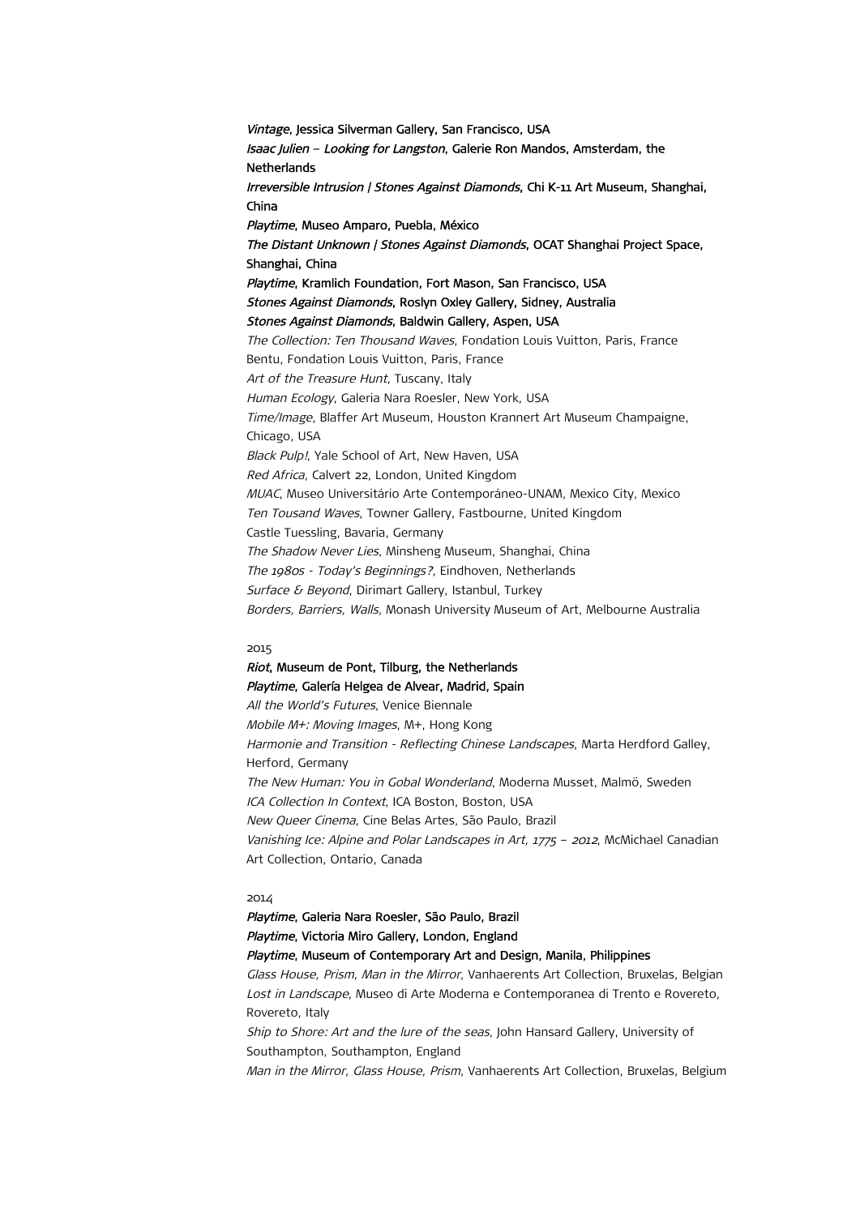***Vintage*, Jessica Silverman Gallery, San Francisco, USA**
***Isaac Julien – Looking for Langston*, Galerie Ron Mandos, Amsterdam, the Netherlands**
***Irreversible Intrusion | Stones Against Diamonds*, Chi K-11 Art Museum, Shanghai, China**
***Playtime*, Museo Amparo, Puebla, México**
***The Distant Unknown | Stones Against Diamonds*, OCAT Shanghai Project Space, Shanghai, China**
***Playtime*, Kramlich Foundation, Fort Mason, San Francisco, USA**
***Stones Against Diamonds*, Roslyn Oxley Gallery, Sidney, Australia**
***Stones Against Diamonds*, Baldwin Gallery, Aspen, USA**
*The Collection: Ten Thousand Waves*, Fondation Louis Vuitton, Paris, France
Bentu, Fondation Louis Vuitton, Paris, France
*Art of the Treasure Hunt*, Tuscany, Italy
*Human Ecology*, Galeria Nara Roesler, New York, USA
*Time/Image*, Blaffer Art Museum, Houston Krannert Art Museum Champaigne, Chicago, USA
*Black Pulp!*, Yale School of Art, New Haven, USA
*Red Africa*, Calvert 22, London, United Kingdom
*MUAC*, Museo Universitário Arte Contemporáneo-UNAM, Mexico City, Mexico
*Ten Tousand Waves*, Towner Gallery, Fastbourne, United Kingdom
Castle Tuessling, Bavaria, Germany
*The Shadow Never Lies*, Minsheng Museum, Shanghai, China
*The 1980s - Today's Beginnings?*, Eindhoven, Netherlands
*Surface & Beyond*, Dirimart Gallery, Istanbul, Turkey
*Borders, Barriers, Walls*, Monash University Museum of Art, Melbourne Australia

2015

***Riot*, Museum de Pont, Tilburg, the Netherlands**
***Playtime*, Galería Helgea de Alvear, Madrid, Spain**
*All the World's Futures*, Venice Biennale
*Mobile M+: Moving Images*, M+, Hong Kong
*Harmonie and Transition - Reflecting Chinese Landscapes*, Marta Herdford Galley, Herford, Germany
*The New Human: You in Gobal Wonderland*, Moderna Musset, Malmö, Sweden
*ICA Collection In Context*, ICA Boston, Boston, USA
*New Queer Cinema*, Cine Belas Artes, São Paulo, Brazil
*Vanishing Ice: Alpine and Polar Landscapes in Art, 1775 – 2012*, McMichael Canadian Art Collection, Ontario, Canada

2014

***Playtime*, Galeria Nara Roesler, São Paulo, Brazil**
***Playtime*, Victoria Miro Gallery, London, England**
***Playtime*, Museum of Contemporary Art and Design, Manila, Philippines**
*Glass House, Prism, Man in the Mirror*, Vanhaerents Art Collection, Bruxelas, Belgian
*Lost in Landscape*, Museo di Arte Moderna e Contemporanea di Trento e Rovereto, Rovereto, Italy
*Ship to Shore: Art and the lure of the seas*, John Hansard Gallery, University of Southampton, Southampton, England
*Man in the Mirror, Glass House, Prism*, Vanhaerents Art Collection, Bruxelas, Belgium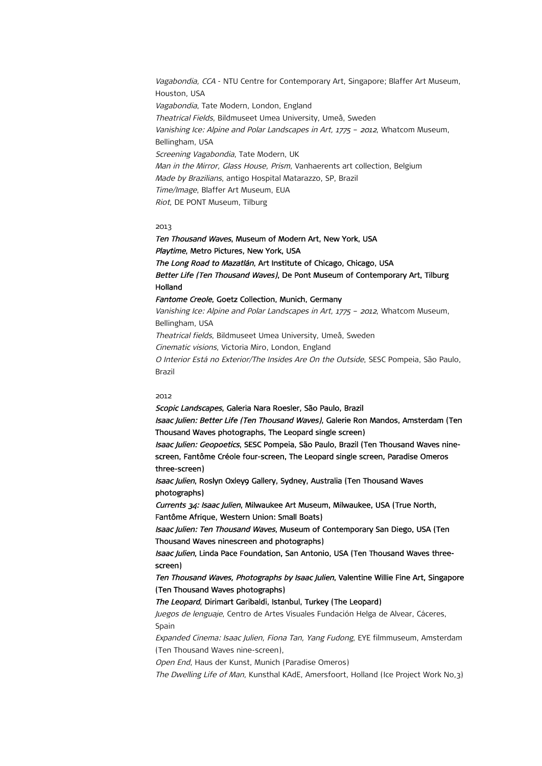*Vagabondia, CCA* - NTU Centre for Contemporary Art, Singapore; Blaffer Art Museum, Houston, USA
*Vagabondia*, Tate Modern, London, England
*Theatrical Fields*, Bildmuseet Umea University, Umeå, Sweden
*Vanishing Ice: Alpine and Polar Landscapes in Art, 1775 – 2012*, Whatcom Museum, Bellingham, USA
*Screening Vagabondia*, Tate Modern, UK
*Man in the Mirror, Glass House, Prism*, Vanhaerents art collection, Belgium
*Made by Brazilians*, antigo Hospital Matarazzo, SP, Brazil
*Time/Image*, Blaffer Art Museum, EUA
*Riot*, DE PONT Museum, Tilburg

2013

***Ten Thousand Waves*, Museum of Modern Art, New York, USA**
***Playtime*, Metro Pictures, New York, USA**
***The Long Road to Mazatlán*, Art Institute of Chicago, Chicago, USA**
***Better Life (Ten Thousand Waves)*, De Pont Museum of Contemporary Art, Tilburg Holland**
***Fantome Creole*, Goetz Collection, Munich, Germany**
*Vanishing Ice: Alpine and Polar Landscapes in Art, 1775 – 2012*, Whatcom Museum, Bellingham, USA
*Theatrical fields*, Bildmuseet Umea University, Umeå, Sweden
*Cinematic visions*, Victoria Miro, London, England
*O Interior Está no Exterior/The Insides Are On the Outside*, SESC Pompeia, São Paulo, Brazil

2012

***Scopic Landscapes*, Galeria Nara Roesler, São Paulo, Brazil**
***Isaac Julien: Better Life (Ten Thousand Waves)*, Galerie Ron Mandos, Amsterdam (Ten Thousand Waves photographs, The Leopard single screen)**
***Isaac Julien: Geopoetics*, SESC Pompeia, São Paulo, Brazil (Ten Thousand Waves nine-screen, Fantôme Créole four-screen, The Leopard single screen, Paradise Omeros three-screen)**
***Isaac Julien*, Roslyn Oxley9 Gallery, Sydney, Australia (Ten Thousand Waves photographs)**
***Currents 34: Isaac Julien*, Milwaukee Art Museum, Milwaukee, USA (True North, Fantôme Afrique, Western Union: Small Boats)**
***Isaac Julien: Ten Thousand Waves*, Museum of Contemporary San Diego, USA (Ten Thousand Waves ninescreen and photographs)**
***Isaac Julien*, Linda Pace Foundation, San Antonio, USA (Ten Thousand Waves three-screen)**
***Ten Thousand Waves, Photographs by Isaac Julien*, Valentine Willie Fine Art, Singapore (Ten Thousand Waves photographs)**
***The Leopard*, Dirimart Garibaldi, Istanbul, Turkey (The Leopard)**
*Juegos de lenguaje*, Centro de Artes Visuales Fundación Helga de Alvear, Cáceres, Spain
*Expanded Cinema: Isaac Julien, Fiona Tan, Yang Fudong*, EYE filmmuseum, Amsterdam (Ten Thousand Waves nine-screen),
*Open End*, Haus der Kunst, Munich (Paradise Omeros)
*The Dwelling Life of Man*, Kunsthal KAdE, Amersfoort, Holland (Ice Project Work No,3)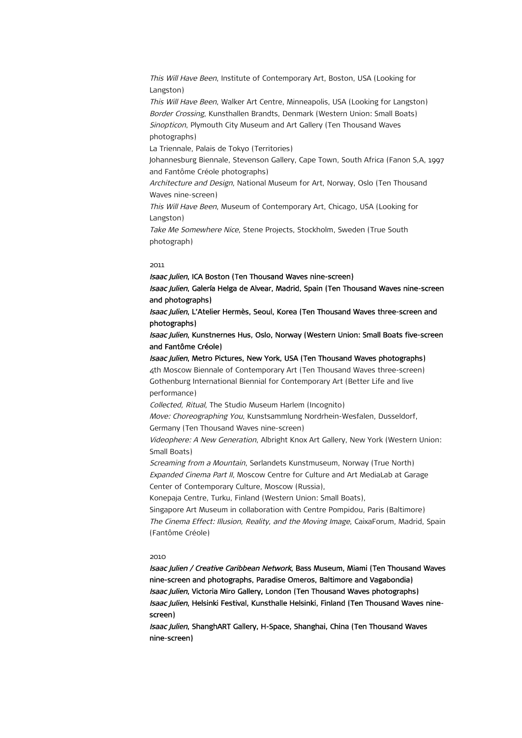*This Will Have Been*, Institute of Contemporary Art, Boston, USA (Looking for Langston)

*This Will Have Been*, Walker Art Centre, Minneapolis, USA (Looking for Langston)

*Border Crossing*, Kunsthallen Brandts, Denmark (Western Union: Small Boats)

*Sinopticon*, Plymouth City Museum and Art Gallery (Ten Thousand Waves photographs)

La Triennale, Palais de Tokyo (Territories)

Johannesburg Biennale, Stevenson Gallery, Cape Town, South Africa (Fanon S,A, 1997 and Fantôme Créole photographs)

*Architecture and Design*, National Museum for Art, Norway, Oslo (Ten Thousand Waves nine-screen)

*This Will Have Been*, Museum of Contemporary Art, Chicago, USA (Looking for Langston)

*Take Me Somewhere Nice*, Stene Projects, Stockholm, Sweden (True South photograph)

2011

***Isaac Julien*, ICA Boston (Ten Thousand Waves nine-screen)**

***Isaac Julien*, Galería Helga de Alvear, Madrid, Spain (Ten Thousand Waves nine-screen and photographs)**

***Isaac Julien*, L'Atelier Hermès, Seoul, Korea (Ten Thousand Waves three-screen and photographs)**

***Isaac Julien*, Kunstnernes Hus, Oslo, Norway (Western Union: Small Boats five-screen and Fantôme Créole)**

***Isaac Julien*, Metro Pictures, New York, USA (Ten Thousand Waves photographs)**

4th Moscow Biennale of Contemporary Art (Ten Thousand Waves three-screen)

Gothenburg International Biennial for Contemporary Art (Better Life and live performance)

*Collected, Ritual*, The Studio Museum Harlem (Incognito)

*Move: Choreographing You*, Kunstsammlung Nordrhein-Wesfalen, Dusseldorf, Germany (Ten Thousand Waves nine-screen)

*Videophere: A New Generation*, Albright Knox Art Gallery, New York (Western Union: Small Boats)

*Screaming from a Mountain*, Sørlandets Kunstmuseum, Norway (True North)

*Expanded Cinema Part II*, Moscow Centre for Culture and Art MediaLab at Garage Center of Contemporary Culture, Moscow (Russia),

Konepaja Centre, Turku, Finland (Western Union: Small Boats),

Singapore Art Museum in collaboration with Centre Pompidou, Paris (Baltimore)

*The Cinema Effect: Illusion, Reality, and the Moving Image*, CaixaForum, Madrid, Spain (Fantôme Créole)

2010

***Isaac Julien / Creative Caribbean Network*, Bass Museum, Miami (Ten Thousand Waves nine-screen and photographs, Paradise Omeros, Baltimore and Vagabondia)**

***Isaac Julien*, Victoria Miro Gallery, London (Ten Thousand Waves photographs)**

***Isaac Julien*, Helsinki Festival, Kunsthalle Helsinki, Finland (Ten Thousand Waves nine-screen)**

***Isaac Julien*, ShanghART Gallery, H-Space, Shanghai, China (Ten Thousand Waves nine-screen)**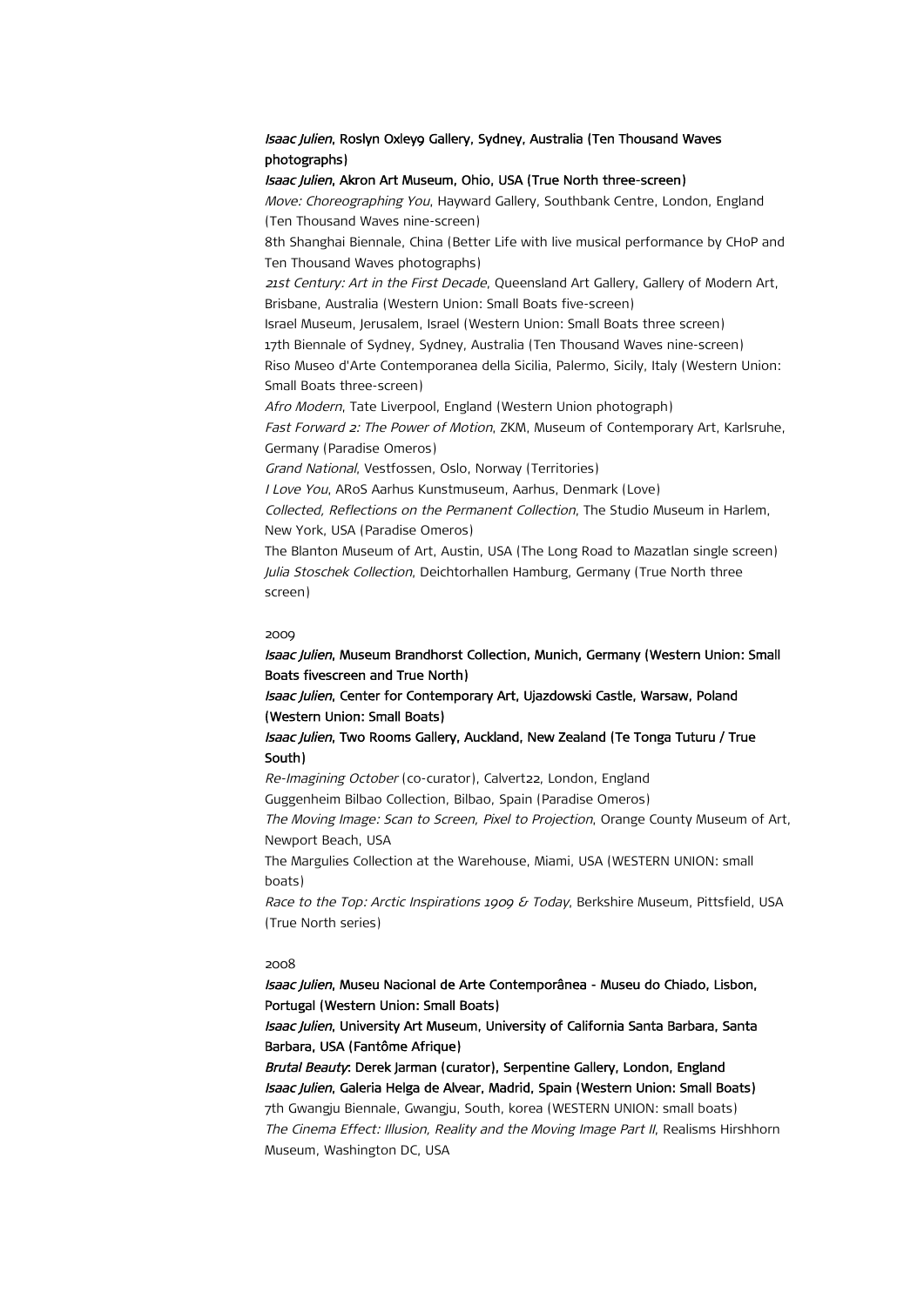***Isaac Julien*, Roslyn Oxley9 Gallery, Sydney, Australia (Ten Thousand Waves photographs)**

***Isaac Julien*, Akron Art Museum, Ohio, USA (True North three-screen)**

*Move: Choreographing You*, Hayward Gallery, Southbank Centre, London, England (Ten Thousand Waves nine-screen)

8th Shanghai Biennale, China (Better Life with live musical performance by CHoP and Ten Thousand Waves photographs)

*21st Century: Art in the First Decade*, Queensland Art Gallery, Gallery of Modern Art, Brisbane, Australia (Western Union: Small Boats five-screen)

Israel Museum, Jerusalem, Israel (Western Union: Small Boats three screen)

17th Biennale of Sydney, Sydney, Australia (Ten Thousand Waves nine-screen)

Riso Museo d'Arte Contemporanea della Sicilia, Palermo, Sicily, Italy (Western Union: Small Boats three-screen)

*Afro Modern*, Tate Liverpool, England (Western Union photograph)

*Fast Forward 2: The Power of Motion*, ZKM, Museum of Contemporary Art, Karlsruhe, Germany (Paradise Omeros)

*Grand National*, Vestfossen, Oslo, Norway (Territories)

*I Love You*, ARoS Aarhus Kunstmuseum, Aarhus, Denmark (Love)

*Collected, Reflections on the Permanent Collection*, The Studio Museum in Harlem, New York, USA (Paradise Omeros)

The Blanton Museum of Art, Austin, USA (The Long Road to Mazatlan single screen)

*Julia Stoschek Collection*, Deichtorhallen Hamburg, Germany (True North three screen)

2009

***Isaac Julien*, Museum Brandhorst Collection, Munich, Germany (Western Union: Small Boats fivescreen and True North)**

***Isaac Julien*, Center for Contemporary Art, Ujazdowski Castle, Warsaw, Poland (Western Union: Small Boats)**

***Isaac Julien*, Two Rooms Gallery, Auckland, New Zealand (Te Tonga Tuturu / True South)**

*Re-Imagining October* (co-curator), Calvert22, London, England

Guggenheim Bilbao Collection, Bilbao, Spain (Paradise Omeros)

*The Moving Image: Scan to Screen, Pixel to Projection*, Orange County Museum of Art, Newport Beach, USA

The Margulies Collection at the Warehouse, Miami, USA (WESTERN UNION: small boats)

*Race to the Top: Arctic Inspirations 1909 & Today*, Berkshire Museum, Pittsfield, USA (True North series)

2008

***Isaac Julien*, Museu Nacional de Arte Contemporânea - Museu do Chiado, Lisbon, Portugal (Western Union: Small Boats)**

***Isaac Julien*, University Art Museum, University of California Santa Barbara, Santa Barbara, USA (Fantôme Afrique)**

***Brutal Beauty*: Derek Jarman (curator), Serpentine Gallery, London, England**

***Isaac Julien*, Galeria Helga de Alvear, Madrid, Spain (Western Union: Small Boats)**

7th Gwangju Biennale, Gwangju, South, korea (WESTERN UNION: small boats)

*The Cinema Effect: Illusion, Reality and the Moving Image Part II*, Realisms Hirshhorn Museum, Washington DC, USA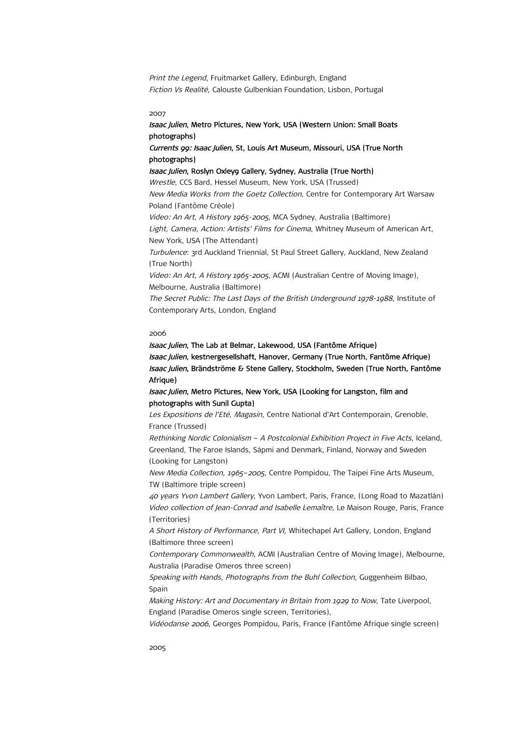*Print the Legend*, Fruitmarket Gallery, Edinburgh, England
*Fiction Vs Realité*, Calouste Gulbenkian Foundation, Lisbon, Portugal

2007

***Isaac Julien*, Metro Pictures, New York, USA (Western Union: Small Boats photographs)**
***Currents 99: Isaac Julien*, St, Louis Art Museum, Missouri, USA (True North photographs)**
***Isaac Julien*, Roslyn Oxley9 Gallery, Sydney, Australia (True North)**
*Wrestle*, CCS Bard, Hessel Museum, New York, USA (Trussed)
*New Media Works from the Goetz Collection*, Centre for Contemporary Art Warsaw Poland (Fantôme Créole)
*Video: An Art, A History 1965-2005*, MCA Sydney, Australia (Baltimore)
*Light, Camera, Action: Artists' Films for Cinema*, Whitney Museum of American Art, New York, USA (The Attendant)
*Turbulence*: 3rd Auckland Triennial, St Paul Street Gallery, Auckland, New Zealand (True North)
*Video: An Art, A History 1965-2005*, ACMI (Australian Centre of Moving Image), Melbourne, Australia (Baltimore)
*The Secret Public: The Last Days of the British Underground 1978-1988*, Institute of Contemporary Arts, London, England

2006

***Isaac Julien*, The Lab at Belmar, Lakewood, USA (Fantôme Afrique)**
***Isaac Julien*, kestnergesellshaft, Hanover, Germany (True North, Fantôme Afrique)**
***Isaac Julien*, Brändströme & Stene Gallery, Stockholm, Sweden (True North, Fantôme Afrique)**
***Isaac Julien*, Metro Pictures, New York, USA (Looking for Langston, film and photographs with Sunil Gupta)**
*Les Expositions de l'Eté, Magasin*, Centre National d'Art Contemporain, Grenoble, France (Trussed)
*Rethinking Nordic Colonialism – A Postcolonial Exhibition Project in Five Acts*, Iceland, Greenland, The Faroe Islands, Sápmi and Denmark, Finland, Norway and Sweden (Looking for Langston)
*New Media Collection, 1965–2005*, Centre Pompidou, The Taipei Fine Arts Museum, TW (Baltimore triple screen)
*40 years Yvon Lambert Gallery*, Yvon Lambert, Paris, France, (Long Road to Mazatlán)
*Video collection of Jean-Conrad and Isabelle Lemaître*, Le Maison Rouge, Paris, France (Territories)
*A Short History of Performance, Part VI*, Whitechapel Art Gallery, London, England (Baltimore three screen)
*Contemporary Commonwealth*, ACMI (Australian Centre of Moving Image), Melbourne, Australia (Paradise Omeros three screen)
*Speaking with Hands, Photographs from the Buhl Collection*, Guggenheim Bilbao, Spain
*Making History: Art and Documentary in Britain from 1929 to Now*, Tate Liverpool, England (Paradise Omeros single screen, Territories),
*Vidéodanse 2006*, Georges Pompidou, Paris, France (Fantôme Afrique single screen)

2005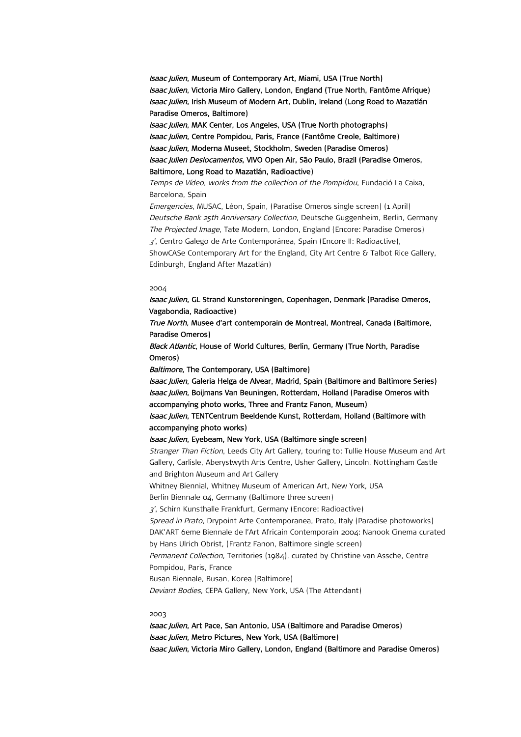***Isaac Julien*, Museum of Contemporary Art, Miami, USA (True North)**
***Isaac Julien*, Victoria Miro Gallery, London, England (True North, Fantôme Afrique)**
***Isaac Julien*, Irish Museum of Modern Art, Dublin, Ireland (Long Road to Mazatlán Paradise Omeros, Baltimore)**
***Isaac Julien*, MAK Center, Los Angeles, USA (True North photographs)**
***Isaac Julien*, Centre Pompidou, Paris, France (Fantôme Creole, Baltimore)**
***Isaac Julien*, Moderna Museet, Stockholm, Sweden (Paradise Omeros)**
***Isaac Julien Deslocamentos*, VIVO Open Air, São Paulo, Brazil (Paradise Omeros, Baltimore, Long Road to Mazatlán, Radioactive)**
*Temps de Vídeo, works from the collection of the Pompidou*, Fundació La Caixa, Barcelona, Spain
*Emergencies*, MUSAC, Léon, Spain, (Paradise Omeros single screen) (1 April)
*Deutsche Bank 25th Anniversary Collection*, Deutsche Guggenheim, Berlin, Germany
*The Projected Image*, Tate Modern, London, England (Encore: Paradise Omeros)
*3'*, Centro Galego de Arte Contemporánea, Spain (Encore II: Radioactive),
ShowCASe Contemporary Art for the England, City Art Centre & Talbot Rice Gallery, Edinburgh, England After Mazatlán)

2004

***Isaac Julien*, GL Strand Kunstoreningen, Copenhagen, Denmark (Paradise Omeros, Vagabondia, Radioactive)**
***True North*, Musee d'art contemporain de Montreal, Montreal, Canada (Baltimore, Paradise Omeros)**
***Black Atlantic*, House of World Cultures, Berlin, Germany (True North, Paradise Omeros)**
***Baltimore*, The Contemporary, USA (Baltimore)**
***Isaac Julien*, Galeria Helga de Alvear, Madrid, Spain (Baltimore and Baltimore Series)**
***Isaac Julien*, Boijmans Van Beuningen, Rotterdam, Holland (Paradise Omeros with accompanying photo works, Three and Frantz Fanon, Museum)**
***Isaac Julien*, TENTCentrum Beeldende Kunst, Rotterdam, Holland (Baltimore with accompanying photo works)**
***Isaac Julien*, Eyebeam, New York, USA (Baltimore single screen)**
*Stranger Than Fiction*, Leeds City Art Gallery, touring to: Tullie House Museum and Art Gallery, Carlisle, Aberystwyth Arts Centre, Usher Gallery, Lincoln, Nottingham Castle and Brighton Museum and Art Gallery
Whitney Biennial, Whitney Museum of American Art, New York, USA
Berlin Biennale 04, Germany (Baltimore three screen)
*3'*, Schirn Kunsthalle Frankfurt, Germany (Encore: Radioactive)
*Spread in Prato*, Drypoint Arte Contemporanea, Prato, Italy (Paradise photoworks)
DAK'ART 6eme Biennale de l'Art Africain Contemporain 2004: Nanook Cinema curated by Hans Ulrich Obrist, (Frantz Fanon, Baltimore single screen)
*Permanent Collection*, Territories (1984), curated by Christine van Assche, Centre Pompidou, Paris, France
Busan Biennale, Busan, Korea (Baltimore)
*Deviant Bodies*, CEPA Gallery, New York, USA (The Attendant)

2003

***Isaac Julien*, Art Pace, San Antonio, USA (Baltimore and Paradise Omeros)**
***Isaac Julien*, Metro Pictures, New York, USA (Baltimore)**
***Isaac Julien*, Victoria Miro Gallery, London, England (Baltimore and Paradise Omeros)**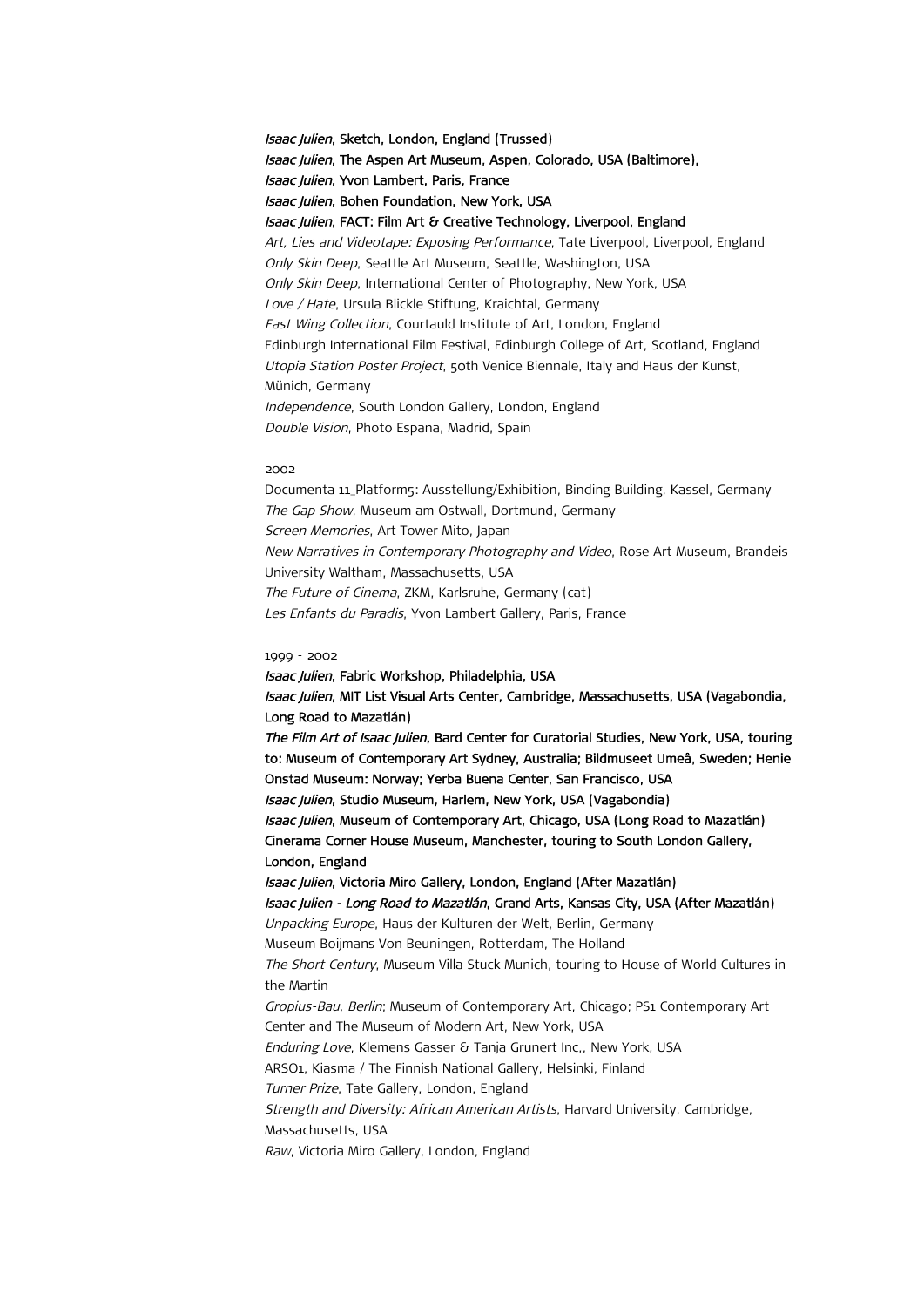***Isaac Julien*, Sketch, London, England (Trussed)**
***Isaac Julien*, The Aspen Art Museum, Aspen, Colorado, USA (Baltimore),**
***Isaac Julien*, Yvon Lambert, Paris, France**
***Isaac Julien*, Bohen Foundation, New York, USA**
***Isaac Julien*, FACT: Film Art & Creative Technology, Liverpool, England**
*Art, Lies and Videotape: Exposing Performance*, Tate Liverpool, Liverpool, England
*Only Skin Deep*, Seattle Art Museum, Seattle, Washington, USA
*Only Skin Deep*, International Center of Photography, New York, USA
*Love / Hate*, Ursula Blickle Stiftung, Kraichtal, Germany
*East Wing Collection*, Courtauld Institute of Art, London, England
Edinburgh International Film Festival, Edinburgh College of Art, Scotland, England
*Utopia Station Poster Project*, 50th Venice Biennale, Italy and Haus der Kunst, Münich, Germany
*Independence*, South London Gallery, London, England
*Double Vision*, Photo Espana, Madrid, Spain

2002

Documenta 11_Platform5: Ausstellung/Exhibition, Binding Building, Kassel, Germany
*The Gap Show*, Museum am Ostwall, Dortmund, Germany
*Screen Memories*, Art Tower Mito, Japan
*New Narratives in Contemporary Photography and Video*, Rose Art Museum, Brandeis University Waltham, Massachusetts, USA
*The Future of Cinema*, ZKM, Karlsruhe, Germany (cat)
*Les Enfants du Paradis*, Yvon Lambert Gallery, Paris, France

1999 - 2002

***Isaac Julien*, Fabric Workshop, Philadelphia, USA**
***Isaac Julien*, MIT List Visual Arts Center, Cambridge, Massachusetts, USA (Vagabondia, Long Road to Mazatlán)**
***The Film Art of Isaac Julien*, Bard Center for Curatorial Studies, New York, USA, touring to: Museum of Contemporary Art Sydney, Australia; Bildmuseet Umeå, Sweden; Henie Onstad Museum: Norway; Yerba Buena Center, San Francisco, USA**
***Isaac Julien*, Studio Museum, Harlem, New York, USA (Vagabondia)**
***Isaac Julien*, Museum of Contemporary Art, Chicago, USA (Long Road to Mazatlán)**
**Cinerama Corner House Museum, Manchester, touring to South London Gallery, London, England**
***Isaac Julien*, Victoria Miro Gallery, London, England (After Mazatlán)**
***Isaac Julien - Long Road to Mazatlán*, Grand Arts, Kansas City, USA (After Mazatlán)**
*Unpacking Europe*, Haus der Kulturen der Welt, Berlin, Germany
Museum Boijmans Von Beuningen, Rotterdam, The Holland
*The Short Century*, Museum Villa Stuck Munich, touring to House of World Cultures in the Martin
*Gropius-Bau, Berlin*; Museum of Contemporary Art, Chicago; PS1 Contemporary Art Center and The Museum of Modern Art, New York, USA
*Enduring Love*, Klemens Gasser & Tanja Grunert Inc,, New York, USA
ARS01, Kiasma / The Finnish National Gallery, Helsinki, Finland
*Turner Prize*, Tate Gallery, London, England
*Strength and Diversity: African American Artists*, Harvard University, Cambridge, Massachusetts, USA
*Raw*, Victoria Miro Gallery, London, England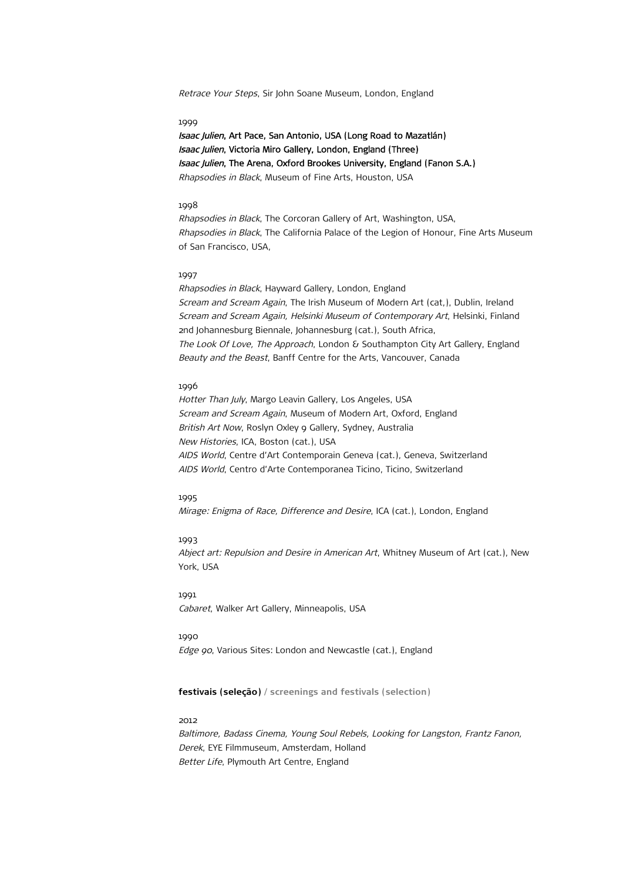*Retrace Your Steps*, Sir John Soane Museum, London, England

1999

***Isaac Julien*, Art Pace, San Antonio, USA (Long Road to Mazatlán)**
***Isaac Julien*, Victoria Miro Gallery, London, England (Three)**
***Isaac Julien*, The Arena, Oxford Brookes University, England (Fanon S.A.)**
*Rhapsodies in Black*, Museum of Fine Arts, Houston, USA

1998

*Rhapsodies in Black*, The Corcoran Gallery of Art, Washington, USA,
*Rhapsodies in Black*, The California Palace of the Legion of Honour, Fine Arts Museum of San Francisco, USA,

1997

*Rhapsodies in Black*, Hayward Gallery, London, England
*Scream and Scream Again*, The Irish Museum of Modern Art (cat,), Dublin, Ireland
*Scream and Scream Again, Helsinki Museum of Contemporary Art*, Helsinki, Finland
2nd Johannesburg Biennale, Johannesburg (cat.), South Africa,
*The Look Of Love, The Approach*, London & Southampton City Art Gallery, England
*Beauty and the Beast*, Banff Centre for the Arts, Vancouver, Canada

1996

*Hotter Than July*, Margo Leavin Gallery, Los Angeles, USA
*Scream and Scream Again*, Museum of Modern Art, Oxford, England
*British Art Now*, Roslyn Oxley 9 Gallery, Sydney, Australia
*New Histories*, ICA, Boston (cat.), USA
*AIDS World*, Centre d'Art Contemporain Geneva (cat.), Geneva, Switzerland
*AIDS World*, Centro d'Arte Contemporanea Ticino, Ticino, Switzerland

1995

*Mirage: Enigma of Race, Difference and Desire*, ICA (cat.), London, England

1993

*Abject art: Repulsion and Desire in American Art*, Whitney Museum of Art (cat.), New York, USA

1991

*Cabaret*, Walker Art Gallery, Minneapolis, USA

1990

*Edge 90*, Various Sites: London and Newcastle (cat.), England

**festivais (seleção)** / **screenings and festivals (selection)**

2012

*Baltimore, Badass Cinema, Young Soul Rebels, Looking for Langston, Frantz Fanon, Derek*, EYE Filmmuseum, Amsterdam, Holland
*Better Life*, Plymouth Art Centre, England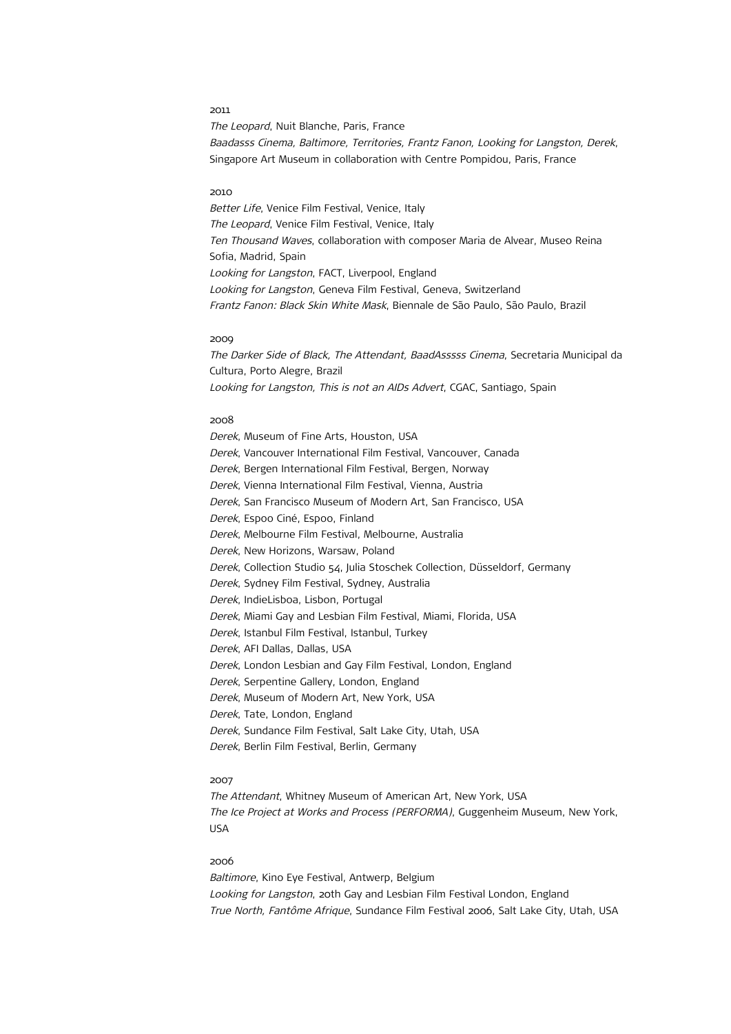2011

*The Leopard*, Nuit Blanche, Paris, France

*Baadasss Cinema, Baltimore, Territories, Frantz Fanon, Looking for Langston, Derek*, Singapore Art Museum in collaboration with Centre Pompidou, Paris, France

2010

*Better Life*, Venice Film Festival, Venice, Italy

*The Leopard*, Venice Film Festival, Venice, Italy

*Ten Thousand Waves*, collaboration with composer Maria de Alvear, Museo Reina Sofia, Madrid, Spain

*Looking for Langston*, FACT, Liverpool, England

*Looking for Langston*, Geneva Film Festival, Geneva, Switzerland

*Frantz Fanon: Black Skin White Mask*, Biennale de São Paulo, São Paulo, Brazil

2009

*The Darker Side of Black, The Attendant, BaadAsssss Cinema*, Secretaria Municipal da Cultura, Porto Alegre, Brazil

*Looking for Langston, This is not an AIDs Advert*, CGAC, Santiago, Spain

2008

*Derek*, Museum of Fine Arts, Houston, USA

*Derek*, Vancouver International Film Festival, Vancouver, Canada

*Derek*, Bergen International Film Festival, Bergen, Norway

*Derek*, Vienna International Film Festival, Vienna, Austria

*Derek*, San Francisco Museum of Modern Art, San Francisco, USA

*Derek*, Espoo Ciné, Espoo, Finland

*Derek*, Melbourne Film Festival, Melbourne, Australia

*Derek*, New Horizons, Warsaw, Poland

*Derek*, Collection Studio 54, Julia Stoschek Collection, Düsseldorf, Germany

*Derek*, Sydney Film Festival, Sydney, Australia

*Derek*, IndieLisboa, Lisbon, Portugal

*Derek*, Miami Gay and Lesbian Film Festival, Miami, Florida, USA

*Derek*, Istanbul Film Festival, Istanbul, Turkey

*Derek*, AFI Dallas, Dallas, USA

*Derek*, London Lesbian and Gay Film Festival, London, England

*Derek*, Serpentine Gallery, London, England

*Derek*, Museum of Modern Art, New York, USA

*Derek*, Tate, London, England

*Derek*, Sundance Film Festival, Salt Lake City, Utah, USA

*Derek*, Berlin Film Festival, Berlin, Germany

2007

*The Attendant*, Whitney Museum of American Art, New York, USA

*The Ice Project at Works and Process (PERFORMA)*, Guggenheim Museum, New York, USA

2006

*Baltimore*, Kino Eye Festival, Antwerp, Belgium

*Looking for Langston*, 20th Gay and Lesbian Film Festival London, England

*True North, Fantôme Afrique*, Sundance Film Festival 2006, Salt Lake City, Utah, USA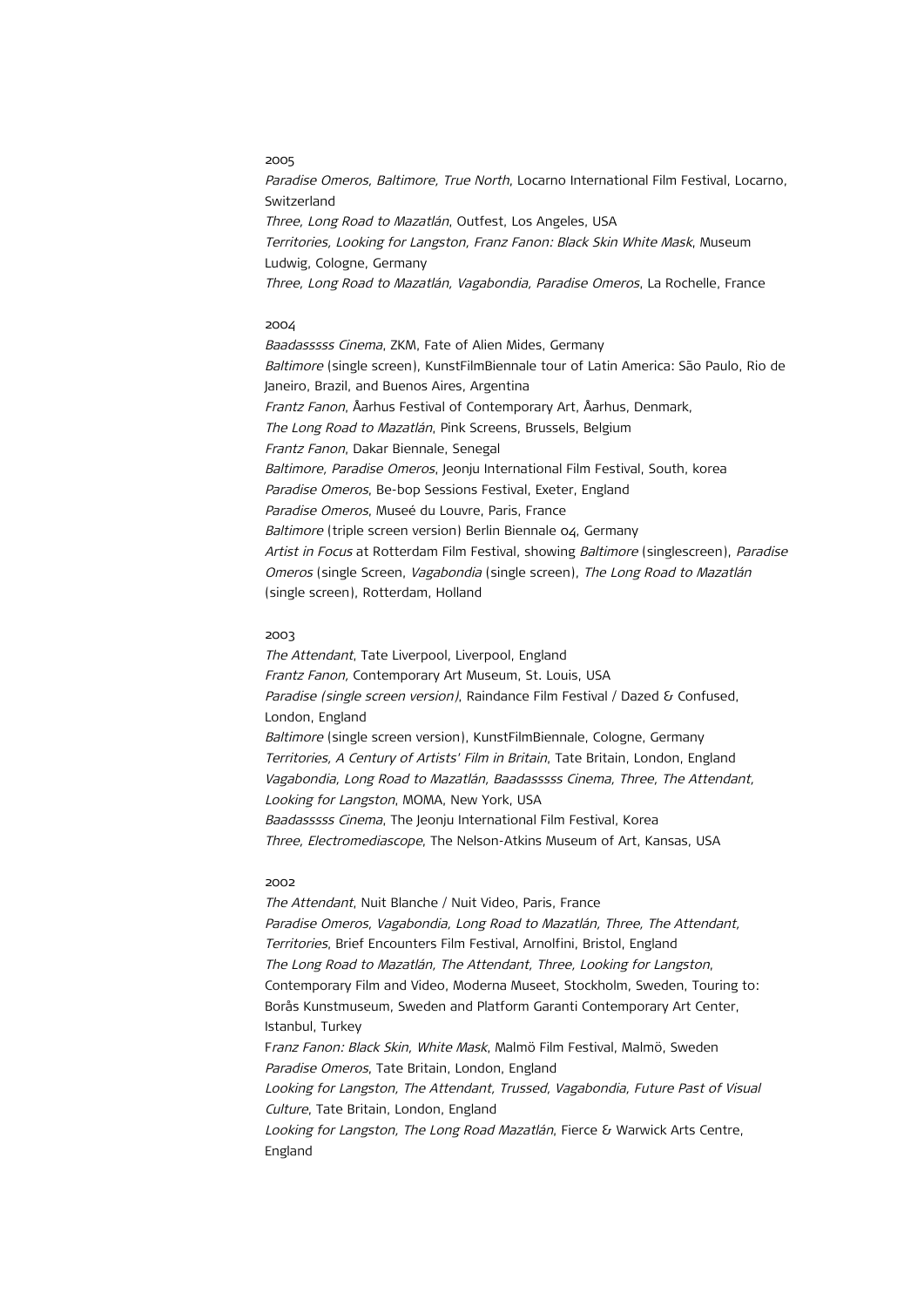2005

*Paradise Omeros, Baltimore, True North*, Locarno International Film Festival, Locarno, Switzerland
*Three, Long Road to Mazatlán*, Outfest, Los Angeles, USA
*Territories, Looking for Langston, Franz Fanon: Black Skin White Mask*, Museum Ludwig, Cologne, Germany
*Three, Long Road to Mazatlán, Vagabondia, Paradise Omeros*, La Rochelle, France

2004

*Baadasssss Cinema*, ZKM, Fate of Alien Mides, Germany
*Baltimore* (single screen), KunstFilmBiennale tour of Latin America: São Paulo, Rio de Janeiro, Brazil, and Buenos Aires, Argentina
*Frantz Fanon*, Åarhus Festival of Contemporary Art, Åarhus, Denmark,
*The Long Road to Mazatlán*, Pink Screens, Brussels, Belgium
*Frantz Fanon*, Dakar Biennale, Senegal
*Baltimore, Paradise Omeros*, Jeonju International Film Festival, South, korea
*Paradise Omeros*, Be-bop Sessions Festival, Exeter, England
*Paradise Omeros*, Museé du Louvre, Paris, France
*Baltimore* (triple screen version) Berlin Biennale 04, Germany
*Artist in Focus* at Rotterdam Film Festival, showing *Baltimore* (singlescreen), *Paradise Omeros* (single Screen, *Vagabondia* (single screen), *The Long Road to Mazatlán* (single screen), Rotterdam, Holland

2003

*The Attendant*, Tate Liverpool, Liverpool, England
*Frantz Fanon,* Contemporary Art Museum, St. Louis, USA
*Paradise (single screen version)*, Raindance Film Festival / Dazed & Confused, London, England
*Baltimore* (single screen version), KunstFilmBiennale, Cologne, Germany
*Territories, A Century of Artists' Film in Britain*, Tate Britain, London, England
*Vagabondia, Long Road to Mazatlán, Baadasssss Cinema, Three, The Attendant, Looking for Langston*, MOMA, New York, USA
*Baadasssss Cinema*, The Jeonju International Film Festival, Korea
*Three, Electromediascope*, The Nelson-Atkins Museum of Art, Kansas, USA

2002

*The Attendant*, Nuit Blanche / Nuit Video, Paris, France
*Paradise Omeros, Vagabondia, Long Road to Mazatlán, Three, The Attendant, Territories*, Brief Encounters Film Festival, Arnolfini, Bristol, England
*The Long Road to Mazatlán, The Attendant, Three, Looking for Langston*, Contemporary Film and Video, Moderna Museet, Stockholm, Sweden, Touring to: Borås Kunstmuseum, Sweden and Platform Garanti Contemporary Art Center, Istanbul, Turkey
F*ranz Fanon: Black Skin, White Mask*, Malmö Film Festival, Malmö, Sweden
*Paradise Omeros*, Tate Britain, London, England
*Looking for Langston, The Attendant, Trussed, Vagabondia, Future Past of Visual Culture*, Tate Britain, London, England
*Looking for Langston, The Long Road Mazatlán*, Fierce & Warwick Arts Centre, England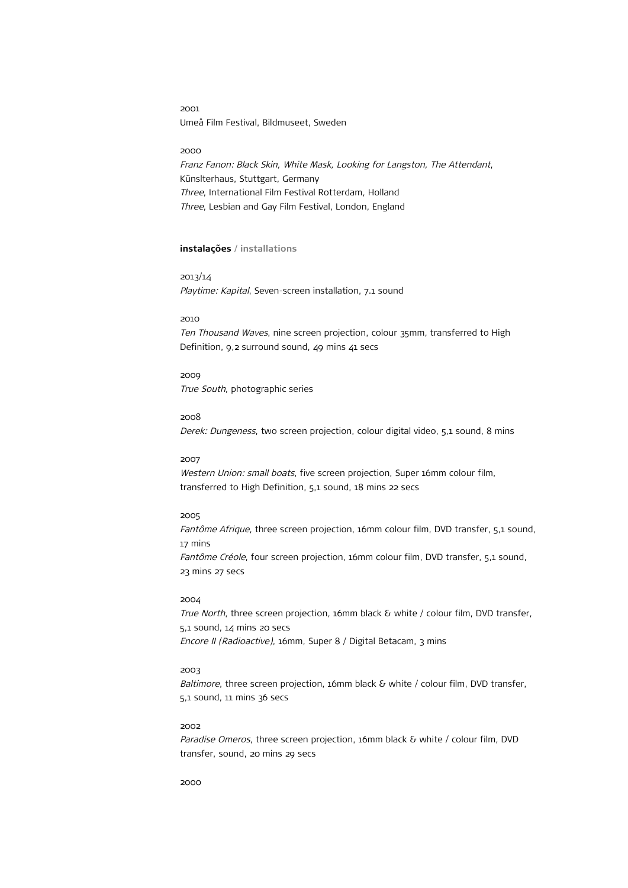2001
Umeå Film Festival, Bildmuseet, Sweden

2000
*Franz Fanon: Black Skin, White Mask, Looking for Langston, The Attendant*,
Künslterhaus, Stuttgart, Germany
*Three*, International Film Festival Rotterdam, Holland
*Three*, Lesbian and Gay Film Festival, London, England

**instalações / installations**

2013/14
*Playtime: Kapital*, Seven-screen installation, 7.1 sound

2010
*Ten Thousand Waves*, nine screen projection, colour 35mm, transferred to High Definition, 9,2 surround sound, 49 mins 41 secs

2009
*True South*, photographic series

2008
*Derek: Dungeness*, two screen projection, colour digital video, 5,1 sound, 8 mins

2007
*Western Union: small boats*, five screen projection, Super 16mm colour film, transferred to High Definition, 5,1 sound, 18 mins 22 secs

2005
*Fantôme Afrique*, three screen projection, 16mm colour film, DVD transfer, 5,1 sound, 17 mins
*Fantôme Créole*, four screen projection, 16mm colour film, DVD transfer, 5,1 sound, 23 mins 27 secs

2004
*True North*, three screen projection, 16mm black & white / colour film, DVD transfer, 5,1 sound, 14 mins 20 secs
*Encore II (Radioactive)*, 16mm, Super 8 / Digital Betacam, 3 mins

2003
*Baltimore*, three screen projection, 16mm black & white / colour film, DVD transfer, 5,1 sound, 11 mins 36 secs

2002
*Paradise Omeros*, three screen projection, 16mm black & white / colour film, DVD transfer, sound, 20 mins 29 secs

2000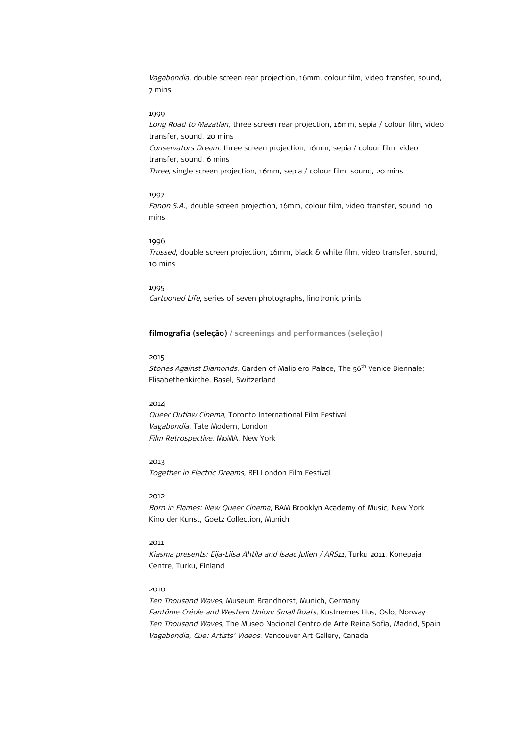*Vagabondia*, double screen rear projection, 16mm, colour film, video transfer, sound, 7 mins

1999

*Long Road to Mazatlan*, three screen rear projection, 16mm, sepia / colour film, video transfer, sound, 20 mins

*Conservators Dream*, three screen projection, 16mm, sepia / colour film, video transfer, sound, 6 mins

*Three*, single screen projection, 16mm, sepia / colour film, sound, 20 mins

1997

*Fanon S.A.*, double screen projection, 16mm, colour film, video transfer, sound, 10 mins

1996

*Trussed*, double screen projection, 16mm, black & white film, video transfer, sound, 10 mins

1995

*Cartooned Life*, series of seven photographs, linotronic prints

**filmografia (seleção)** / **screenings and performances (seleção)**

2015

*Stones Against Diamonds*, Garden of Malipiero Palace, The 56th Venice Biennale; Elisabethenkirche, Basel, Switzerland

2014

*Queer Outlaw Cinema*, Toronto International Film Festival

*Vagabondia*, Tate Modern, London

*Film Retrospective*, MoMA, New York

2013

*Together in Electric Dreams,* BFI London Film Festival

2012

*Born in Flames: New Queer Cinema*, BAM Brooklyn Academy of Music, New York

Kino der Kunst, Goetz Collection, Munich

2011

*Kiasma presents: Eija-Liisa Ahtila and Isaac Julien / ARS11*, Turku 2011, Konepaja Centre, Turku, Finland

2010

*Ten Thousand Waves*, Museum Brandhorst, Munich, Germany

*Fantôme Créole and Western Union: Small Boats*, Kustnernes Hus, Oslo, Norway

*Ten Thousand Waves*, The Museo Nacional Centro de Arte Reina Sofia, Madrid, Spain

*Vagabondia, Cue: Artists' Videos*, Vancouver Art Gallery, Canada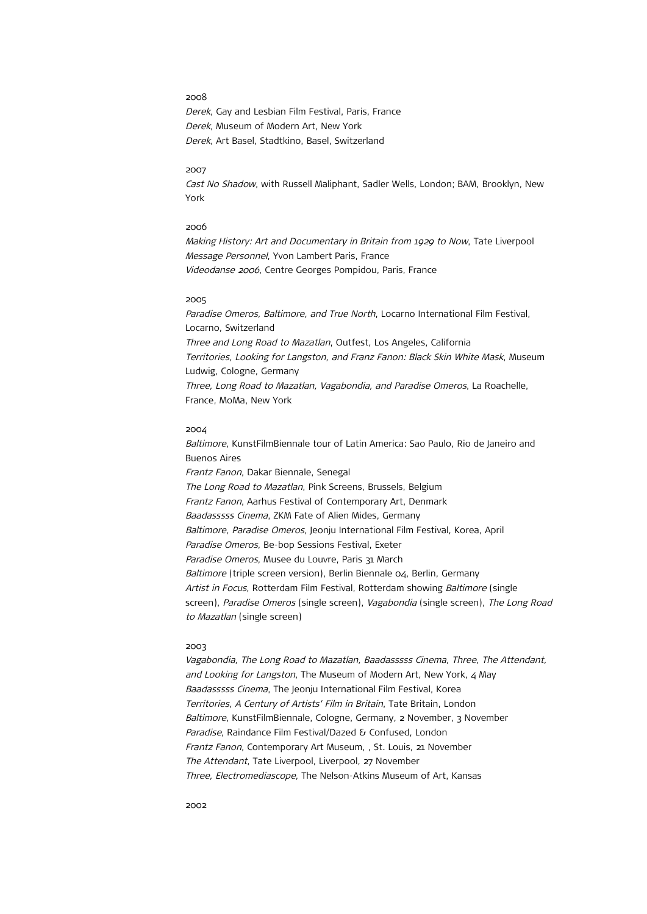2008

*Derek*, Gay and Lesbian Film Festival, Paris, France
*Derek*, Museum of Modern Art, New York
*Derek*, Art Basel, Stadtkino, Basel, Switzerland

2007

*Cast No Shadow*, with Russell Maliphant, Sadler Wells, London; BAM, Brooklyn, New York

2006

*Making History: Art and Documentary in Britain from 1929 to Now*, Tate Liverpool
*Message Personnel*, Yvon Lambert Paris, France
*Videodanse 2006*, Centre Georges Pompidou, Paris, France

2005

*Paradise Omeros, Baltimore, and True North*, Locarno International Film Festival, Locarno, Switzerland
*Three and Long Road to Mazatlan*, Outfest, Los Angeles, California
*Territories, Looking for Langston, and Franz Fanon: Black Skin White Mask*, Museum Ludwig, Cologne, Germany
*Three, Long Road to Mazatlan, Vagabondia, and Paradise Omeros*, La Roachelle, France, MoMa, New York

2004

*Baltimore*, KunstFilmBiennale tour of Latin America: Sao Paulo, Rio de Janeiro and Buenos Aires
*Frantz Fanon*, Dakar Biennale, Senegal
*The Long Road to Mazatlan*, Pink Screens, Brussels, Belgium
*Frantz Fanon*, Aarhus Festival of Contemporary Art, Denmark
*Baadasssss Cinema*, ZKM Fate of Alien Mides, Germany
*Baltimore, Paradise Omeros*, Jeonju International Film Festival, Korea, April
*Paradise Omeros*, Be-bop Sessions Festival, Exeter
*Paradise Omeros*, Musee du Louvre, Paris 31 March
*Baltimore* (triple screen version), Berlin Biennale 04, Berlin, Germany
*Artist in Focus*, Rotterdam Film Festival, Rotterdam showing *Baltimore* (single screen), *Paradise Omeros* (single screen), *Vagabondia* (single screen), *The Long Road to Mazatlan* (single screen)

2003

*Vagabondia, The Long Road to Mazatlan, Baadasssss Cinema, Three, The Attendant, and Looking for Langston*, The Museum of Modern Art, New York, 4 May
*Baadasssss Cinema*, The Jeonju International Film Festival, Korea
*Territories, A Century of Artists' Film in Britain*, Tate Britain, London
*Baltimore*, KunstFilmBiennale, Cologne, Germany, 2 November, 3 November
*Paradise*, Raindance Film Festival/Dazed & Confused, London
*Frantz Fanon*, Contemporary Art Museum, , St. Louis, 21 November
*The Attendant*, Tate Liverpool, Liverpool, 27 November
*Three, Electromediascope*, The Nelson-Atkins Museum of Art, Kansas

2002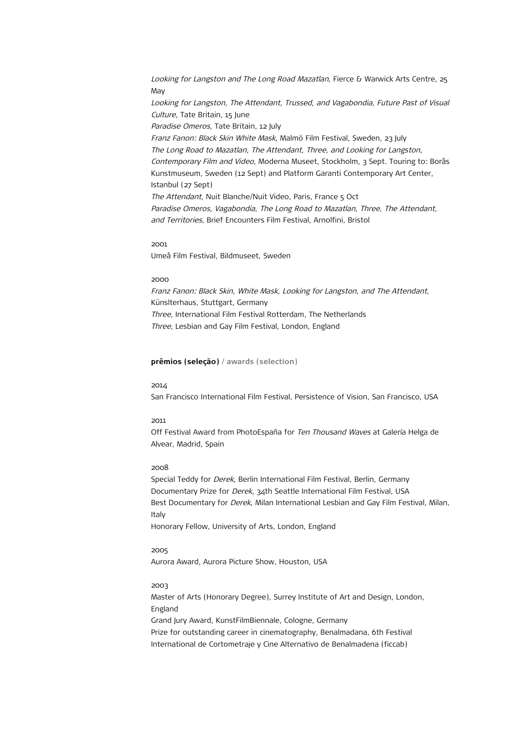*Looking for Langston and The Long Road Mazatlan*, Fierce & Warwick Arts Centre, 25 May

*Looking for Langston, The Attendant, Trussed, and Vagabondia, Future Past of Visual Culture*, Tate Britain, 15 June

*Paradise Omeros*, Tate Britain, 12 July

*Franz Fanon: Black Skin White Mask*, Malmö Film Festival, Sweden, 23 July

*The Long Road to Mazatlan, The Attendant, Three, and Looking for Langston, Contemporary Film and Video*, Moderna Museet, Stockholm, 3 Sept. Touring to: Borås Kunstmuseum, Sweden (12 Sept) and Platform Garanti Contemporary Art Center, Istanbul (27 Sept)

*The Attendant*, Nuit Blanche/Nuit Video, Paris, France 5 Oct

*Paradise Omeros, Vagabondia, The Long Road to Mazatlan, Three, The Attendant, and Territories*, Brief Encounters Film Festival, Arnolfini, Bristol

2001

Umeå Film Festival, Bildmuseet, Sweden

2000

*Franz Fanon: Black Skin, White Mask, Looking for Langston, and The Attendant*, Künslterhaus, Stuttgart, Germany

*Three*, International Film Festival Rotterdam, The Netherlands

*Three*, Lesbian and Gay Film Festival, London, England

**prêmios (seleção)** / **awards (selection)**

2014

San Francisco International Film Festival, Persistence of Vision, San Francisco, USA

2011

Off Festival Award from PhotoEspaña for *Ten Thousand Waves* at Galería Helga de Alvear, Madrid, Spain

2008

Special Teddy for *Derek*, Berlin International Film Festival, Berlin, Germany

Documentary Prize for *Derek*, 34th Seattle International Film Festival, USA

Best Documentary for *Derek*, Milan International Lesbian and Gay Film Festival, Milan, Italy

Honorary Fellow, University of Arts, London, England

2005

Aurora Award, Aurora Picture Show, Houston, USA

2003

Master of Arts (Honorary Degree), Surrey Institute of Art and Design, London, England

Grand Jury Award, KunstFilmBiennale, Cologne, Germany

Prize for outstanding career in cinematography, Benalmadana, 6th Festival International de Cortometraje y Cine Alternativo de Benalmadena (ficcab)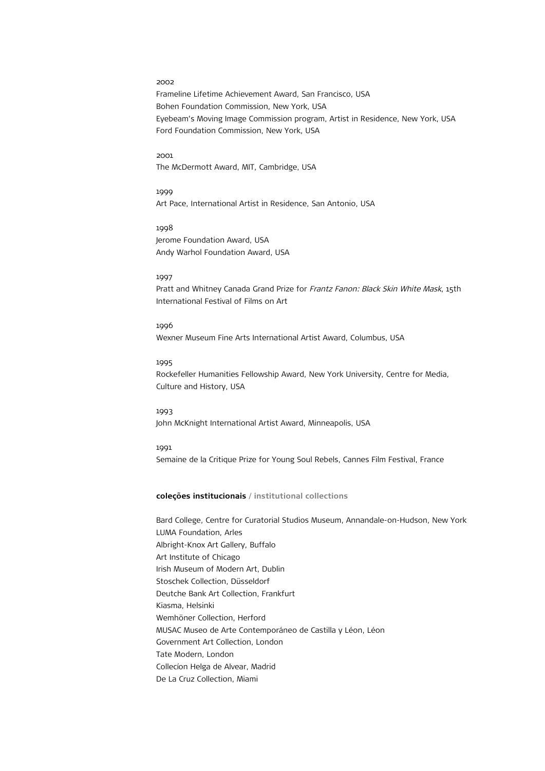2002

Frameline Lifetime Achievement Award, San Francisco, USA
Bohen Foundation Commission, New York, USA
Eyebeam's Moving Image Commission program, Artist in Residence, New York, USA
Ford Foundation Commission, New York, USA

2001

The McDermott Award, MIT, Cambridge, USA

1999

Art Pace, International Artist in Residence, San Antonio, USA

1998

Jerome Foundation Award, USA
Andy Warhol Foundation Award, USA

1997

Pratt and Whitney Canada Grand Prize for *Frantz Fanon: Black Skin White Mask*, 15th International Festival of Films on Art

1996

Wexner Museum Fine Arts International Artist Award, Columbus, USA

1995

Rockefeller Humanities Fellowship Award, New York University, Centre for Media, Culture and History, USA

1993

John McKnight International Artist Award, Minneapolis, USA

1991

Semaine de la Critique Prize for Young Soul Rebels, Cannes Film Festival, France

**coleções institucionais** / **institutional collections**

Bard College, Centre for Curatorial Studios Museum, Annandale-on-Hudson, New York
LUMA Foundation, Arles
Albright-Knox Art Gallery, Buffalo
Art Institute of Chicago
Irish Museum of Modern Art, Dublin
Stoschek Collection, Düsseldorf
Deutche Bank Art Collection, Frankfurt
Kiasma, Helsinki
Wemhöner Collection, Herford
MUSAC Museo de Arte Contemporáneo de Castilla y Léon, Léon
Government Art Collection, London
Tate Modern, London
Collecíon Helga de Alvear, Madrid
De La Cruz Collection, Miami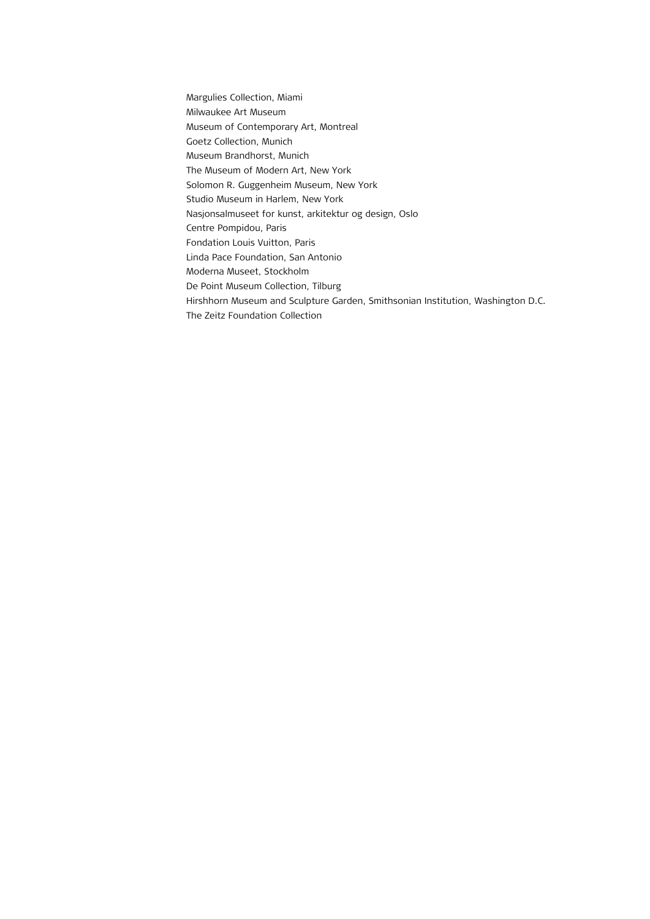Margulies Collection, Miami
Milwaukee Art Museum
Museum of Contemporary Art, Montreal
Goetz Collection, Munich
Museum Brandhorst, Munich
The Museum of Modern Art, New York
Solomon R. Guggenheim Museum, New York
Studio Museum in Harlem, New York
Nasjonsalmuseet for kunst, arkitektur og design, Oslo
Centre Pompidou, Paris
Fondation Louis Vuitton, Paris
Linda Pace Foundation, San Antonio
Moderna Museet, Stockholm
De Point Museum Collection, Tilburg
Hirshhorn Museum and Sculpture Garden, Smithsonian Institution, Washington D.C.
The Zeitz Foundation Collection